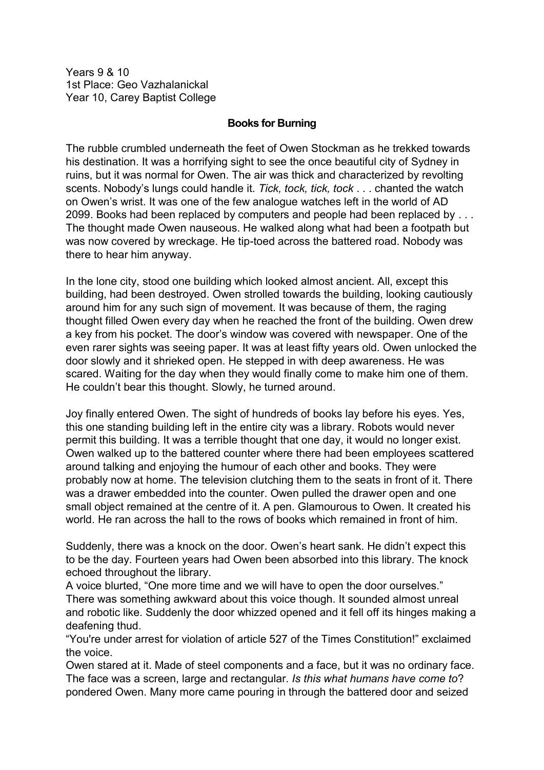Years 9 & 10
1st Place: Geo Vazhalanickal
Year 10, Carey Baptist College

**Books for Burning**

The rubble crumbled underneath the feet of Owen Stockman as he trekked towards his destination. It was a horrifying sight to see the once beautiful city of Sydney in ruins, but it was normal for Owen. The air was thick and characterized by revolting scents. Nobody's lungs could handle it. *Tick, tock, tick, tock* . . . chanted the watch on Owen's wrist. It was one of the few analogue watches left in the world of AD 2099. Books had been replaced by computers and people had been replaced by . . . The thought made Owen nauseous. He walked along what had been a footpath but was now covered by wreckage. He tip-toed across the battered road. Nobody was there to hear him anyway.

In the lone city, stood one building which looked almost ancient. All, except this building, had been destroyed. Owen strolled towards the building, looking cautiously around him for any such sign of movement. It was because of them, the raging thought filled Owen every day when he reached the front of the building. Owen drew a key from his pocket. The door's window was covered with newspaper. One of the even rarer sights was seeing paper. It was at least fifty years old. Owen unlocked the door slowly and it shrieked open. He stepped in with deep awareness. He was scared. Waiting for the day when they would finally come to make him one of them. He couldn't bear this thought. Slowly, he turned around.

Joy finally entered Owen. The sight of hundreds of books lay before his eyes. Yes, this one standing building left in the entire city was a library. Robots would never permit this building. It was a terrible thought that one day, it would no longer exist. Owen walked up to the battered counter where there had been employees scattered around talking and enjoying the humour of each other and books. They were probably now at home. The television clutching them to the seats in front of it. There was a drawer embedded into the counter. Owen pulled the drawer open and one small object remained at the centre of it. A pen. Glamourous to Owen. It created his world. He ran across the hall to the rows of books which remained in front of him.

Suddenly, there was a knock on the door. Owen's heart sank. He didn't expect this to be the day. Fourteen years had Owen been absorbed into this library. The knock echoed throughout the library.
A voice blurted, "One more time and we will have to open the door ourselves."
There was something awkward about this voice though. It sounded almost unreal and robotic like. Suddenly the door whizzed opened and it fell off its hinges making a deafening thud.
"You're under arrest for violation of article 527 of the Times Constitution!" exclaimed the voice.
Owen stared at it. Made of steel components and a face, but it was no ordinary face. The face was a screen, large and rectangular. *Is this what humans have come to*? pondered Owen. Many more came pouring in through the battered door and seized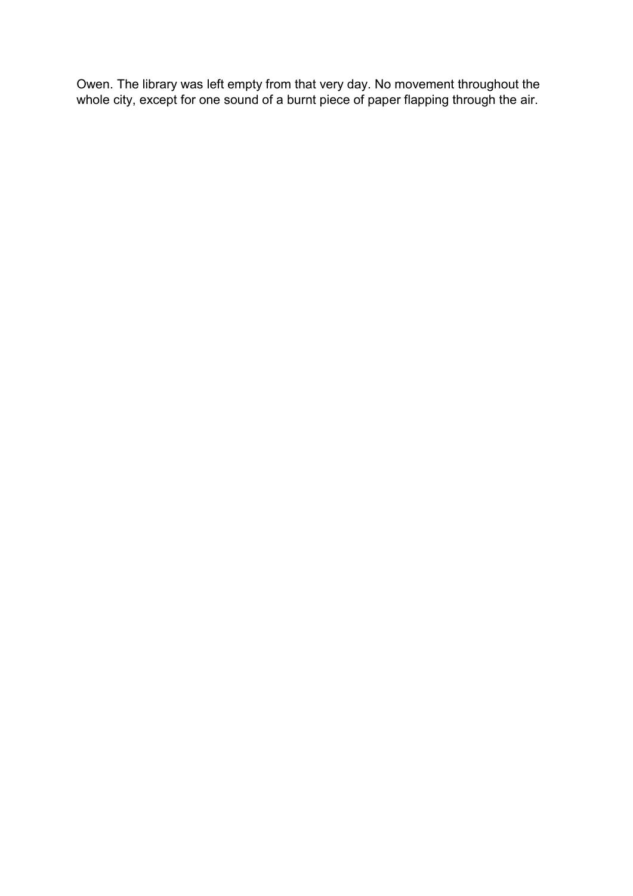Owen. The library was left empty from that very day. No movement throughout the whole city, except for one sound of a burnt piece of paper flapping through the air.